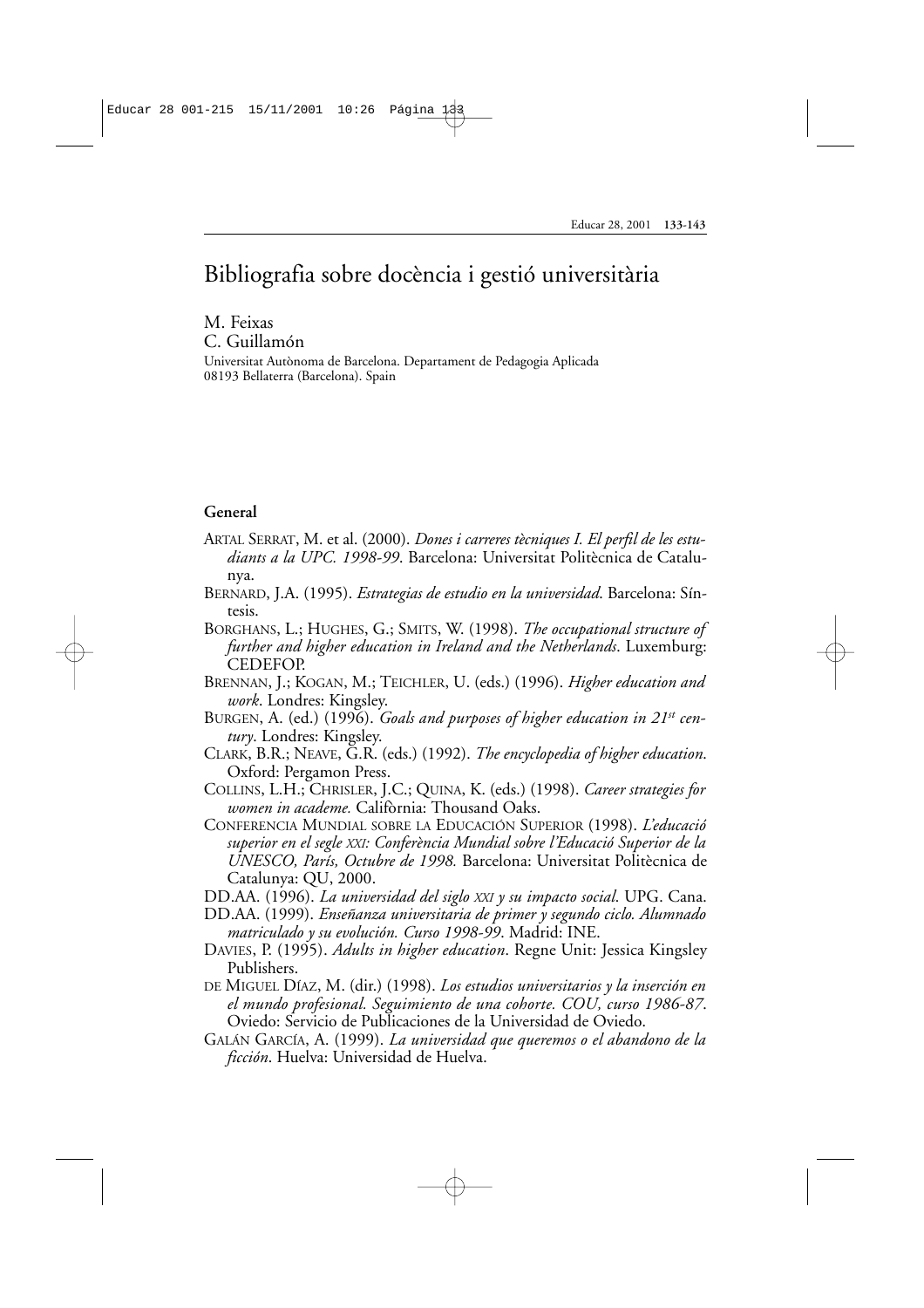# Bibliografia sobre docència i gestió universitària

M. Feixas
C. Guillamón

Universitat Autònoma de Barcelona. Departament de Pedagogia Aplicada
08193 Bellaterra (Barcelona). Spain

## General

ARTAL SERRAT, M. et al. (2000). *Dones i carreres tècniques I. El perfil de les estudiants a la UPC. 1998-99*. Barcelona: Universitat Politècnica de Catalunya.

BERNARD, J.A. (1995). *Estrategias de estudio en la universidad*. Barcelona: Síntesis.

BORGHANS, L.; HUGHES, G.; SMITS, W. (1998). *The occupational structure of further and higher education in Ireland and the Netherlands*. Luxemburg: CEDEFOP.

BRENNAN, J.; KOGAN, M.; TEICHLER, U. (eds.) (1996). *Higher education and work*. Londres: Kingsley.

BURGEN, A. (ed.) (1996). *Goals and purposes of higher education in 21st century*. Londres: Kingsley.

CLARK, B.R.; NEAVE, G.R. (eds.) (1992). *The encyclopedia of higher education*. Oxford: Pergamon Press.

COLLINS, L.H.; CHRISLER, J.C.; QUINA, K. (eds.) (1998). *Career strategies for women in academe.* Califòrnia: Thousand Oaks.

CONFERENCIA MUNDIAL SOBRE LA EDUCACIÓN SUPERIOR (1998). *L'educació superior en el segle XXI: Conferència Mundial sobre l'Educació Superior de la UNESCO, París, Octubre de 1998.* Barcelona: Universitat Politècnica de Catalunya: QU, 2000.

DD.AA. (1996). *La universidad del siglo XXI y su impacto social*. UPG. Cana.

DD.AA. (1999). *Enseñanza universitaria de primer y segundo ciclo. Alumnado matriculado y su evolución. Curso 1998-99*. Madrid: INE.

DAVIES, P. (1995). *Adults in higher education*. Regne Unit: Jessica Kingsley Publishers.

DE MIGUEL DÍAZ, M. (dir.) (1998). *Los estudios universitarios y la inserción en el mundo profesional. Seguimiento de una cohorte. COU, curso 1986-87*. Oviedo: Servicio de Publicaciones de la Universidad de Oviedo.

GALÁN GARCÍA, A. (1999). *La universidad que queremos o el abandono de la ficción*. Huelva: Universidad de Huelva.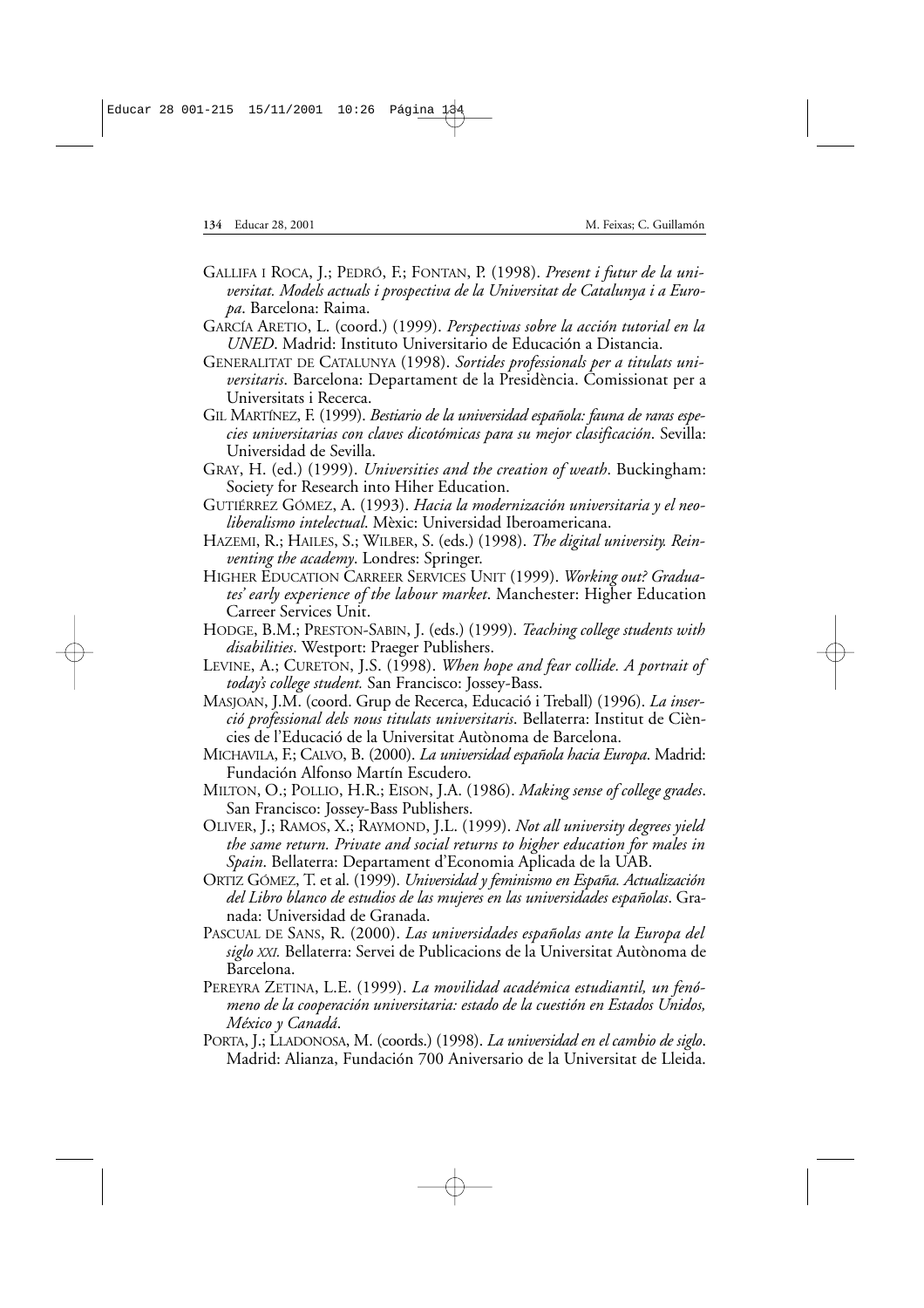GALLIFA I ROCA, J.; PEDRÓ, F.; FONTAN, P. (1998). *Present i futur de la universitat. Models actuals i prospectiva de la Universitat de Catalunya i a Europa*. Barcelona: Raima.

GARCÍA ARETIO, L. (coord.) (1999). *Perspectivas sobre la acción tutorial en la UNED*. Madrid: Instituto Universitario de Educación a Distancia.

GENERALITAT DE CATALUNYA (1998). *Sortides professionals per a titulats universitaris*. Barcelona: Departament de la Presidència. Comissionat per a Universitats i Recerca.

GIL MARTÍNEZ, F. (1999). *Bestiario de la universidad española: fauna de raras especies universitarias con claves dicotómicas para su mejor clasificación*. Sevilla: Universidad de Sevilla.

GRAY, H. (ed.) (1999). *Universities and the creation of weath*. Buckingham: Society for Research into Hiher Education.

GUTIÉRREZ GÓMEZ, A. (1993). *Hacia la modernización universitaria y el neoliberalismo intelectual*. Mèxic: Universidad Iberoamericana.

HAZEMI, R.; HAILES, S.; WILBER, S. (eds.) (1998). *The digital university. Reinventing the academy*. Londres: Springer.

HIGHER EDUCATION CARREER SERVICES UNIT (1999). *Working out? Graduates' early experience of the labour market*. Manchester: Higher Education Carreer Services Unit.

HODGE, B.M.; PRESTON-SABIN, J. (eds.) (1999). *Teaching college students with disabilities*. Westport: Praeger Publishers.

LEVINE, A.; CURETON, J.S. (1998). *When hope and fear collide. A portrait of today's college student.* San Francisco: Jossey-Bass.

MASJOAN, J.M. (coord. Grup de Recerca, Educació i Treball) (1996). *La inserció professional dels nous titulats universitaris*. Bellaterra: Institut de Ciències de l'Educació de la Universitat Autònoma de Barcelona.

MICHAVILA, F.; CALVO, B. (2000). *La universidad española hacia Europa*. Madrid: Fundación Alfonso Martín Escudero.

MILTON, O.; POLLIO, H.R.; EISON, J.A. (1986). *Making sense of college grades*. San Francisco: Jossey-Bass Publishers.

OLIVER, J.; RAMOS, X.; RAYMOND, J.L. (1999). *Not all university degrees yield the same return. Private and social returns to higher education for males in Spain*. Bellaterra: Departament d'Economia Aplicada de la UAB.

ORTIZ GÓMEZ, T. et al. (1999). *Universidad y feminismo en España. Actualización del Libro blanco de estudios de las mujeres en las universidades españolas*. Granada: Universidad de Granada.

PASCUAL DE SANS, R. (2000). *Las universidades españolas ante la Europa del siglo XXI.* Bellaterra: Servei de Publicacions de la Universitat Autònoma de Barcelona.

PEREYRA ZETINA, L.E. (1999). *La movilidad académica estudiantil, un fenómeno de la cooperación universitaria: estado de la cuestión en Estados Unidos, México y Canadá*.

PORTA, J.; LLADONOSA, M. (coords.) (1998). *La universidad en el cambio de siglo*. Madrid: Alianza, Fundación 700 Aniversario de la Universitat de Lleida.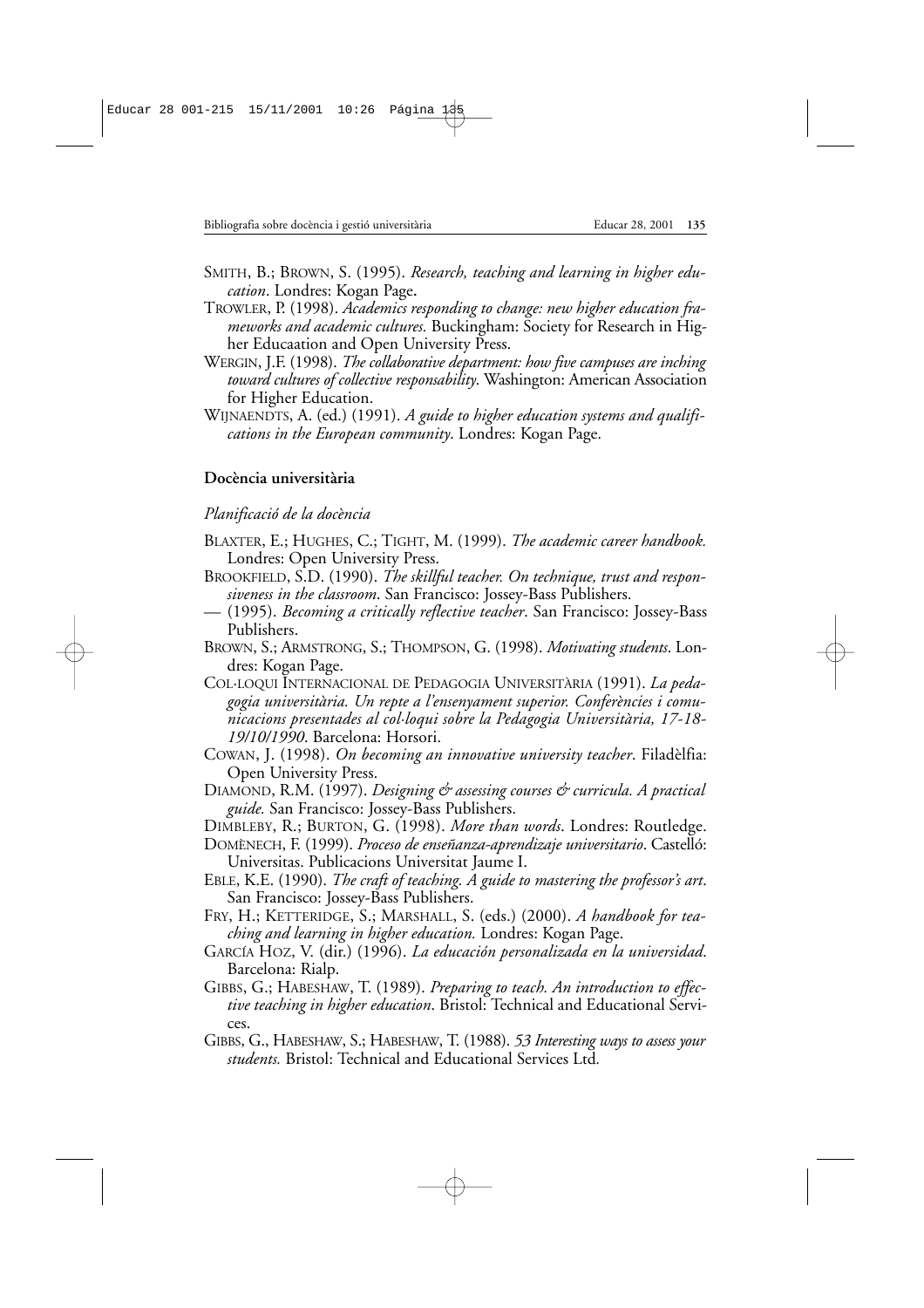SMITH, B.; BROWN, S. (1995). *Research, teaching and learning in higher education*. Londres: Kogan Page.

TROWLER, P. (1998). *Academics responding to change: new higher education frameworks and academic cultures.* Buckingham: Society for Research in Higher Educaation and Open University Press.

WERGIN, J.F. (1998). *The collaborative department: how five campuses are inching toward cultures of collective responsability*. Washington: American Association for Higher Education.

WIJNAENDTS, A. (ed.) (1991). *A guide to higher education systems and qualifications in the European community*. Londres: Kogan Page.

## Docència universitària

### *Planificació de la docència*

BLAXTER, E.; HUGHES, C.; TIGHT, M. (1999). *The academic career handbook.* Londres: Open University Press.

BROOKFIELD, S.D. (1990). *The skillful teacher. On technique, trust and responsiveness in the classroom*. San Francisco: Jossey-Bass Publishers.

— (1995). *Becoming a critically reflective teacher*. San Francisco: Jossey-Bass Publishers.

BROWN, S.; ARMSTRONG, S.; THOMPSON, G. (1998). *Motivating students*. Londres: Kogan Page.

COL·LOQUI INTERNACIONAL DE PEDAGOGIA UNIVERSITÀRIA (1991). *La pedagogia universitària. Un repte a l'ensenyament superior. Conferències i comunicacions presentades al col·loqui sobre la Pedagogia Universitària, 17-18-19/10/1990*. Barcelona: Horsori.

COWAN, J. (1998). *On becoming an innovative university teacher*. Filadèlfia: Open University Press.

DIAMOND, R.M. (1997). *Designing & assessing courses & curricula. A practical guide.* San Francisco: Jossey-Bass Publishers.

DIMBLEBY, R.; BURTON, G. (1998). *More than words*. Londres: Routledge.

DOMÈNECH, F. (1999). *Proceso de enseñanza-aprendizaje universitario*. Castelló: Universitas. Publicacions Universitat Jaume I.

EBLE, K.E. (1990). *The craft of teaching. A guide to mastering the professor's art*. San Francisco: Jossey-Bass Publishers.

FRY, H.; KETTERIDGE, S.; MARSHALL, S. (eds.) (2000). *A handbook for teaching and learning in higher education.* Londres: Kogan Page.

GARCÍA HOZ, V. (dir.) (1996). *La educación personalizada en la universidad*. Barcelona: Rialp.

GIBBS, G.; HABESHAW, T. (1989). *Preparing to teach. An introduction to effective teaching in higher education*. Bristol: Technical and Educational Services.

GIBBS, G., HABESHAW, S.; HABESHAW, T. (1988). *53 Interesting ways to assess your students.* Bristol: Technical and Educational Services Ltd.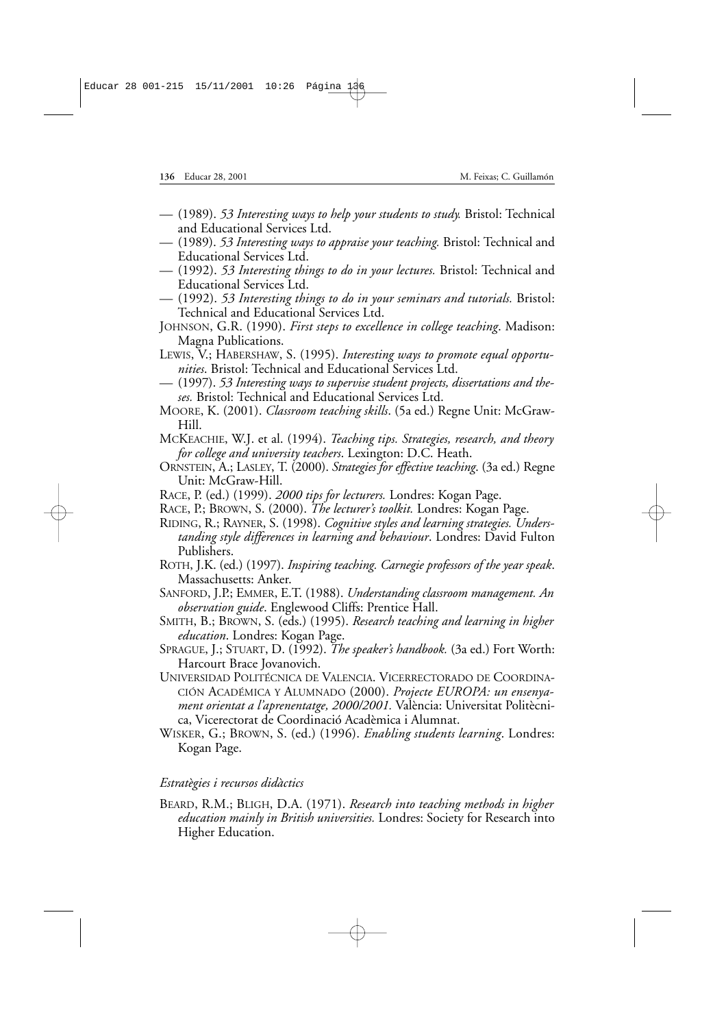— (1989). *53 Interesting ways to help your students to study.* Bristol: Technical and Educational Services Ltd.

— (1989). *53 Interesting ways to appraise your teaching.* Bristol: Technical and Educational Services Ltd.

— (1992). *53 Interesting things to do in your lectures.* Bristol: Technical and Educational Services Ltd.

— (1992). *53 Interesting things to do in your seminars and tutorials.* Bristol: Technical and Educational Services Ltd.

JOHNSON, G.R. (1990). *First steps to excellence in college teaching*. Madison: Magna Publications.

LEWIS, V.; HABERSHAW, S. (1995). *Interesting ways to promote equal opportunities*. Bristol: Technical and Educational Services Ltd.

— (1997). *53 Interesting ways to supervise student projects, dissertations and theses.* Bristol: Technical and Educational Services Ltd.

MOORE, K. (2001). *Classroom teaching skills*. (5a ed.) Regne Unit: McGraw-Hill.

MCKEACHIE, W.J. et al. (1994). *Teaching tips. Strategies, research, and theory for college and university teachers*. Lexington: D.C. Heath.

ORNSTEIN, A.; LASLEY, T. (2000). *Strategies for effective teaching*. (3a ed.) Regne Unit: McGraw-Hill.

RACE, P. (ed.) (1999). *2000 tips for lecturers.* Londres: Kogan Page.

RACE, P.; BROWN, S. (2000). *The lecturer's toolkit.* Londres: Kogan Page.

RIDING, R.; RAYNER, S. (1998). *Cognitive styles and learning strategies. Understanding style differences in learning and behaviour*. Londres: David Fulton Publishers.

ROTH, J.K. (ed.) (1997). *Inspiring teaching. Carnegie professors of the year speak*. Massachusetts: Anker.

SANFORD, J.P.; EMMER, E.T. (1988). *Understanding classroom management. An observation guide*. Englewood Cliffs: Prentice Hall.

SMITH, B.; BROWN, S. (eds.) (1995). *Research teaching and learning in higher education*. Londres: Kogan Page.

SPRAGUE, J.; STUART, D. (1992). *The speaker's handbook.* (3a ed.) Fort Worth: Harcourt Brace Jovanovich.

UNIVERSIDAD POLITÉCNICA DE VALENCIA. VICERRECTORADO DE COORDINACIÓN ACADÉMICA Y ALUMNADO (2000). *Projecte EUROPA: un ensenyament orientat a l'aprenentatge, 2000/2001.* València: Universitat Politècnica, Vicerectorat de Coordinació Acadèmica i Alumnat.

WISKER, G.; BROWN, S. (ed.) (1996). *Enabling students learning*. Londres: Kogan Page.

*Estratègies i recursos didàctics*

BEARD, R.M.; BLIGH, D.A. (1971). *Research into teaching methods in higher education mainly in British universities.* Londres: Society for Research into Higher Education.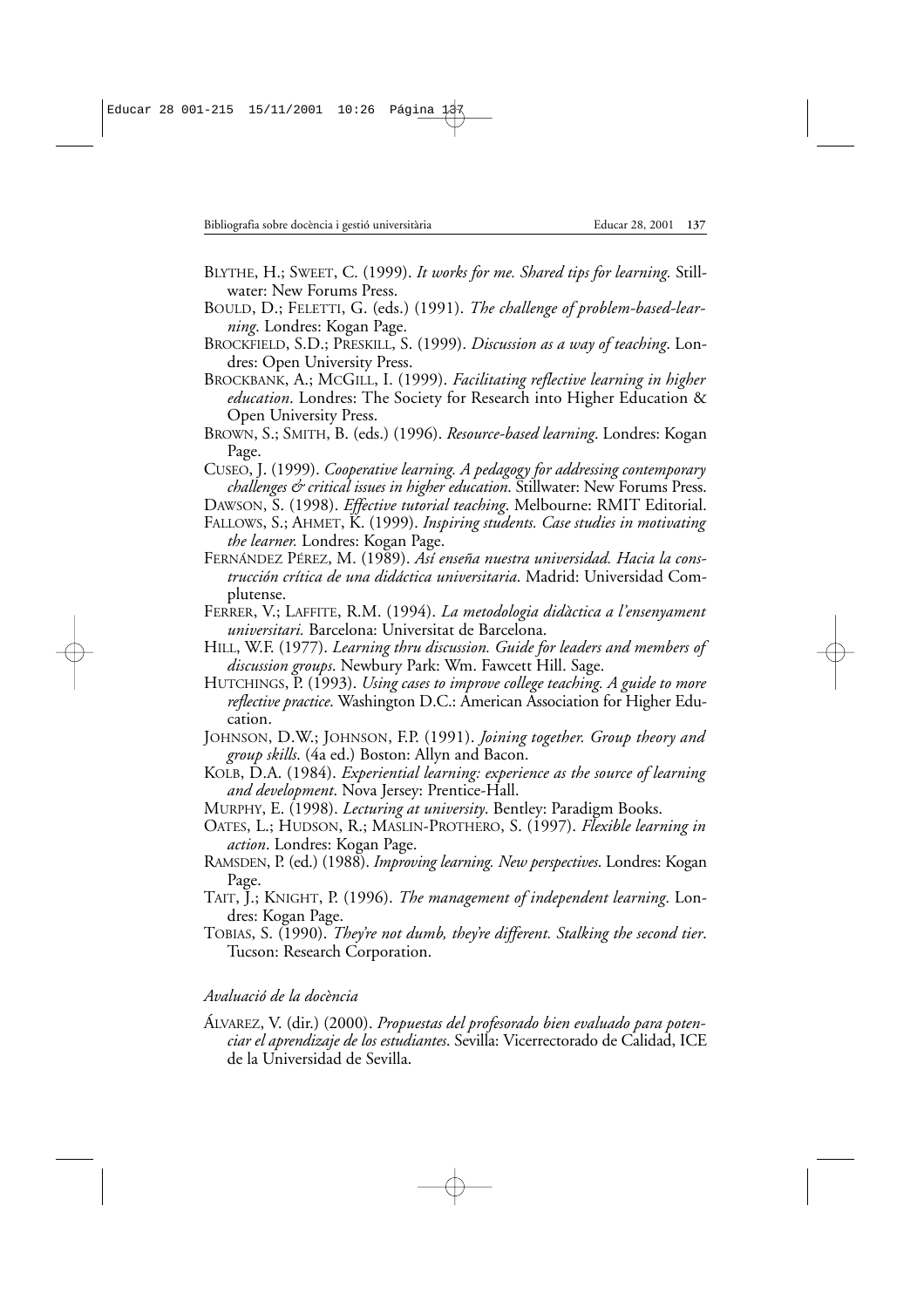BLYTHE, H.; SWEET, C. (1999). *It works for me. Shared tips for learning.* Stillwater: New Forums Press.

BOULD, D.; FELETTI, G. (eds.) (1991). *The challenge of problem-based-learning*. Londres: Kogan Page.

BROCKFIELD, S.D.; PRESKILL, S. (1999). *Discussion as a way of teaching*. Londres: Open University Press.

BROCKBANK, A.; MCGILL, I. (1999). *Facilitating reflective learning in higher education*. Londres: The Society for Research into Higher Education & Open University Press.

BROWN, S.; SMITH, B. (eds.) (1996). *Resource-based learning*. Londres: Kogan Page.

CUSEO, J. (1999). *Cooperative learning. A pedagogy for addressing contemporary challenges & critical issues in higher education*. Stillwater: New Forums Press.

DAWSON, S. (1998). *Effective tutorial teaching*. Melbourne: RMIT Editorial.

FALLOWS, S.; AHMET, K. (1999). *Inspiring students. Case studies in motivating the learner.* Londres: Kogan Page.

FERNÁNDEZ PÉREZ, M. (1989). *Así enseña nuestra universidad. Hacia la construcción crítica de una didáctica universitaria*. Madrid: Universidad Complutense.

FERRER, V.; LAFFITE, R.M. (1994). *La metodologia didàctica a l'ensenyament universitari.* Barcelona: Universitat de Barcelona.

HILL, W.F. (1977). *Learning thru discussion. Guide for leaders and members of discussion groups*. Newbury Park: Wm. Fawcett Hill. Sage.

HUTCHINGS, P. (1993). *Using cases to improve college teaching. A guide to more reflective practice*. Washington D.C.: American Association for Higher Education.

JOHNSON, D.W.; JOHNSON, F.P. (1991). *Joining together. Group theory and group skills*. (4a ed.) Boston: Allyn and Bacon.

KOLB, D.A. (1984). *Experiential learning: experience as the source of learning and development*. Nova Jersey: Prentice-Hall.

MURPHY, E. (1998). *Lecturing at university*. Bentley: Paradigm Books.

OATES, L.; HUDSON, R.; MASLIN-PROTHERO, S. (1997). *Flexible learning in action*. Londres: Kogan Page.

RAMSDEN, P. (ed.) (1988). *Improving learning. New perspectives*. Londres: Kogan Page.

TAIT, J.; KNIGHT, P. (1996). *The management of independent learning*. Londres: Kogan Page.

TOBIAS, S. (1990). *They're not dumb, they're different. Stalking the second tier*. Tucson: Research Corporation.

*Avaluació de la docència*

ÁLVAREZ, V. (dir.) (2000). *Propuestas del profesorado bien evaluado para potenciar el aprendizaje de los estudiantes*. Sevilla: Vicerrectorado de Calidad, ICE de la Universidad de Sevilla.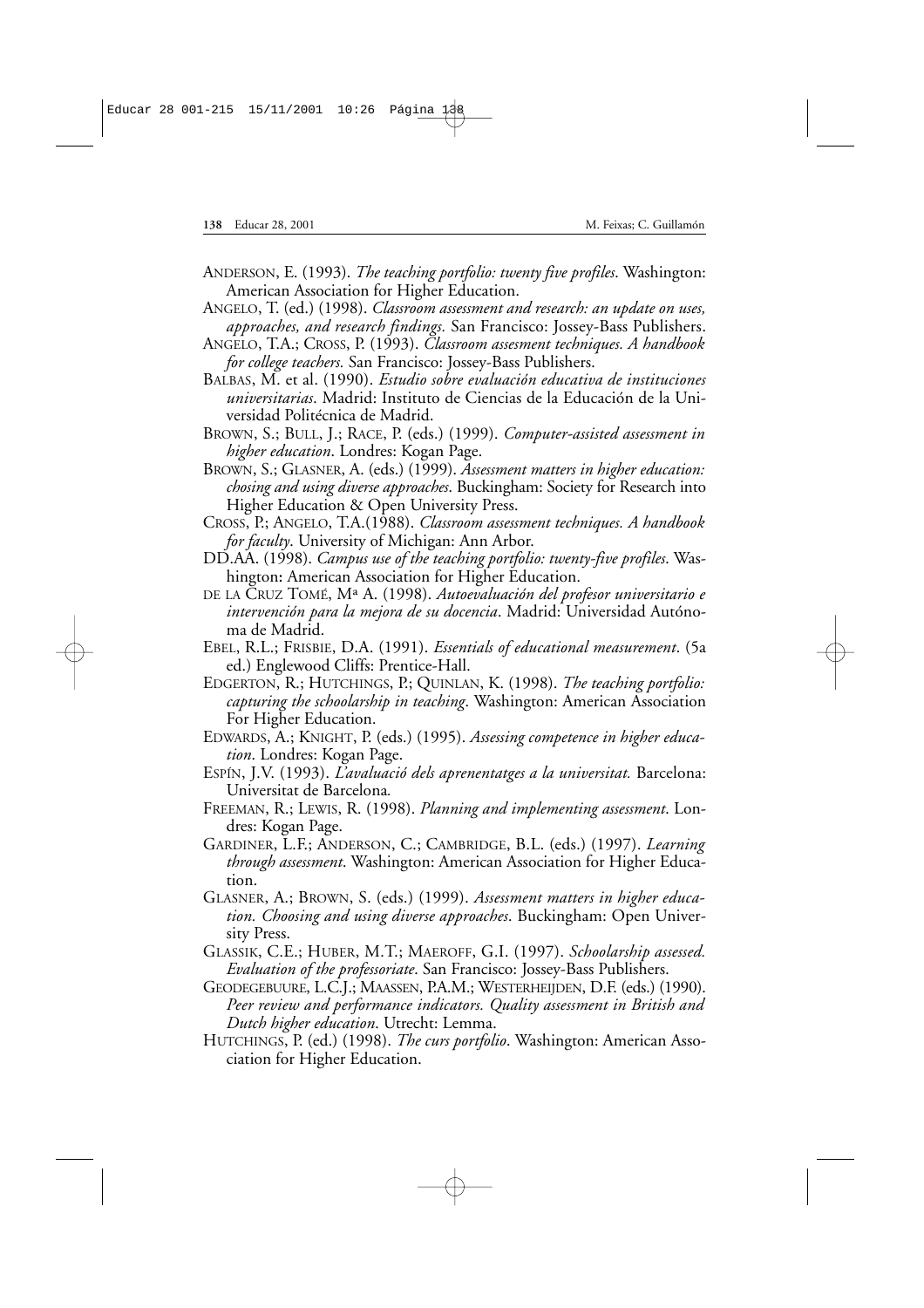ANDERSON, E. (1993). *The teaching portfolio: twenty five profiles*. Washington: American Association for Higher Education.

ANGELO, T. (ed.) (1998). *Classroom assessment and research: an update on uses, approaches, and research findings.* San Francisco: Jossey-Bass Publishers.

ANGELO, T.A.; CROSS, P. (1993). *Classroom assesment techniques. A handbook for college teachers.* San Francisco: Jossey-Bass Publishers.

BALBAS, M. et al. (1990). *Estudio sobre evaluación educativa de instituciones universitarias*. Madrid: Instituto de Ciencias de la Educación de la Universidad Politécnica de Madrid.

BROWN, S.; BULL, J.; RACE, P. (eds.) (1999). *Computer-assisted assessment in higher education*. Londres: Kogan Page.

BROWN, S.; GLASNER, A. (eds.) (1999). *Assessment matters in higher education: chosing and using diverse approaches*. Buckingham: Society for Research into Higher Education & Open University Press.

CROSS, P.; ANGELO, T.A.(1988). *Classroom assessment techniques. A handbook for faculty*. University of Michigan: Ann Arbor.

DD.AA. (1998). *Campus use of the teaching portfolio: twenty-five profiles*. Washington: American Association for Higher Education.

DE LA CRUZ TOMÉ, Mª A. (1998). *Autoevaluación del profesor universitario e intervención para la mejora de su docencia*. Madrid: Universidad Autónoma de Madrid.

EBEL, R.L.; FRISBIE, D.A. (1991). *Essentials of educational measurement*. (5a ed.) Englewood Cliffs: Prentice-Hall.

EDGERTON, R.; HUTCHINGS, P.; QUINLAN, K. (1998). *The teaching portfolio: capturing the schoolarship in teaching*. Washington: American Association For Higher Education.

EDWARDS, A.; KNIGHT, P. (eds.) (1995). *Assessing competence in higher education*. Londres: Kogan Page.

ESPÍN, J.V. (1993). *L'avaluació dels aprenentatges a la universitat.* Barcelona: Universitat de Barcelona.

FREEMAN, R.; LEWIS, R. (1998). *Planning and implementing assessment*. Londres: Kogan Page.

GARDINER, L.F.; ANDERSON, C.; CAMBRIDGE, B.L. (eds.) (1997). *Learning through assessment*. Washington: American Association for Higher Education.

GLASNER, A.; BROWN, S. (eds.) (1999). *Assessment matters in higher education. Choosing and using diverse approaches*. Buckingham: Open University Press.

GLASSIK, C.E.; HUBER, M.T.; MAEROFF, G.I. (1997). *Schoolarship assessed. Evaluation of the professoriate*. San Francisco: Jossey-Bass Publishers.

GEODEGEBUURE, L.C.J.; MAASSEN, P.A.M.; WESTERHEIJDEN, D.F. (eds.) (1990). *Peer review and performance indicators. Quality assessment in British and Dutch higher education*. Utrecht: Lemma.

HUTCHINGS, P. (ed.) (1998). *The curs portfolio*. Washington: American Association for Higher Education.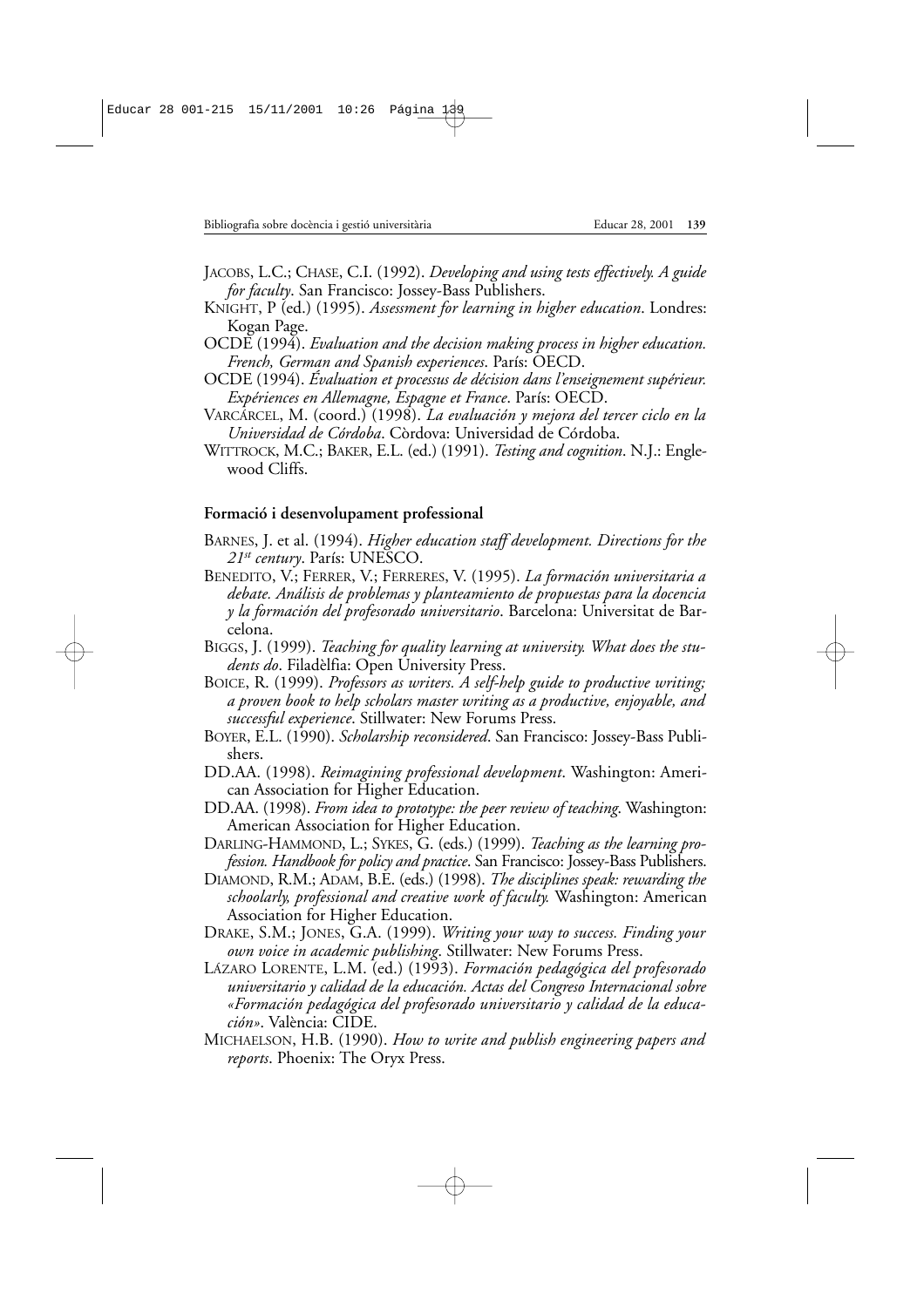JACOBS, L.C.; CHASE, C.I. (1992). *Developing and using tests effectively. A guide for faculty*. San Francisco: Jossey-Bass Publishers.

KNIGHT, P (ed.) (1995). *Assessment for learning in higher education*. Londres: Kogan Page.

OCDE (1994). *Evaluation and the decision making process in higher education. French, German and Spanish experiences*. París: OECD.

OCDE (1994). *Évaluation et processus de décision dans l'enseignement supérieur. Expériences en Allemagne, Espagne et France*. París: OECD.

VARCÁRCEL, M. (coord.) (1998). *La evaluación y mejora del tercer ciclo en la Universidad de Córdoba*. Còrdova: Universidad de Córdoba.

WITTROCK, M.C.; BAKER, E.L. (ed.) (1991). *Testing and cognition*. N.J.: Englewood Cliffs.

**Formació i desenvolupament professional**

BARNES, J. et al. (1994). *Higher education staff development. Directions for the 21st century*. París: UNESCO.

BENEDITO, V.; FERRER, V.; FERRERES, V. (1995). *La formación universitaria a debate. Análisis de problemas y planteamiento de propuestas para la docencia y la formación del profesorado universitario*. Barcelona: Universitat de Barcelona.

BIGGS, J. (1999). *Teaching for quality learning at university. What does the students do*. Filadèlfia: Open University Press.

BOICE, R. (1999). *Professors as writers. A self-help guide to productive writing; a proven book to help scholars master writing as a productive, enjoyable, and successful experience*. Stillwater: New Forums Press.

BOYER, E.L. (1990). *Scholarship reconsidered*. San Francisco: Jossey-Bass Publishers.

DD.AA. (1998). *Reimagining professional development*. Washington: American Association for Higher Education.

DD.AA. (1998). *From idea to prototype: the peer review of teaching*. Washington: American Association for Higher Education.

DARLING-HAMMOND, L.; SYKES, G. (eds.) (1999). *Teaching as the learning profession. Handbook for policy and practice*. San Francisco: Jossey-Bass Publishers.

DIAMOND, R.M.; ADAM, B.E. (eds.) (1998). *The disciplines speak: rewarding the schoolarly, professional and creative work of faculty.* Washington: American Association for Higher Education.

DRAKE, S.M.; JONES, G.A. (1999). *Writing your way to success. Finding your own voice in academic publishing*. Stillwater: New Forums Press.

LÁZARO LORENTE, L.M. (ed.) (1993). *Formación pedagógica del profesorado universitario y calidad de la educación. Actas del Congreso Internacional sobre «Formación pedagógica del profesorado universitario y calidad de la educación»*. València: CIDE.

MICHAELSON, H.B. (1990). *How to write and publish engineering papers and reports*. Phoenix: The Oryx Press.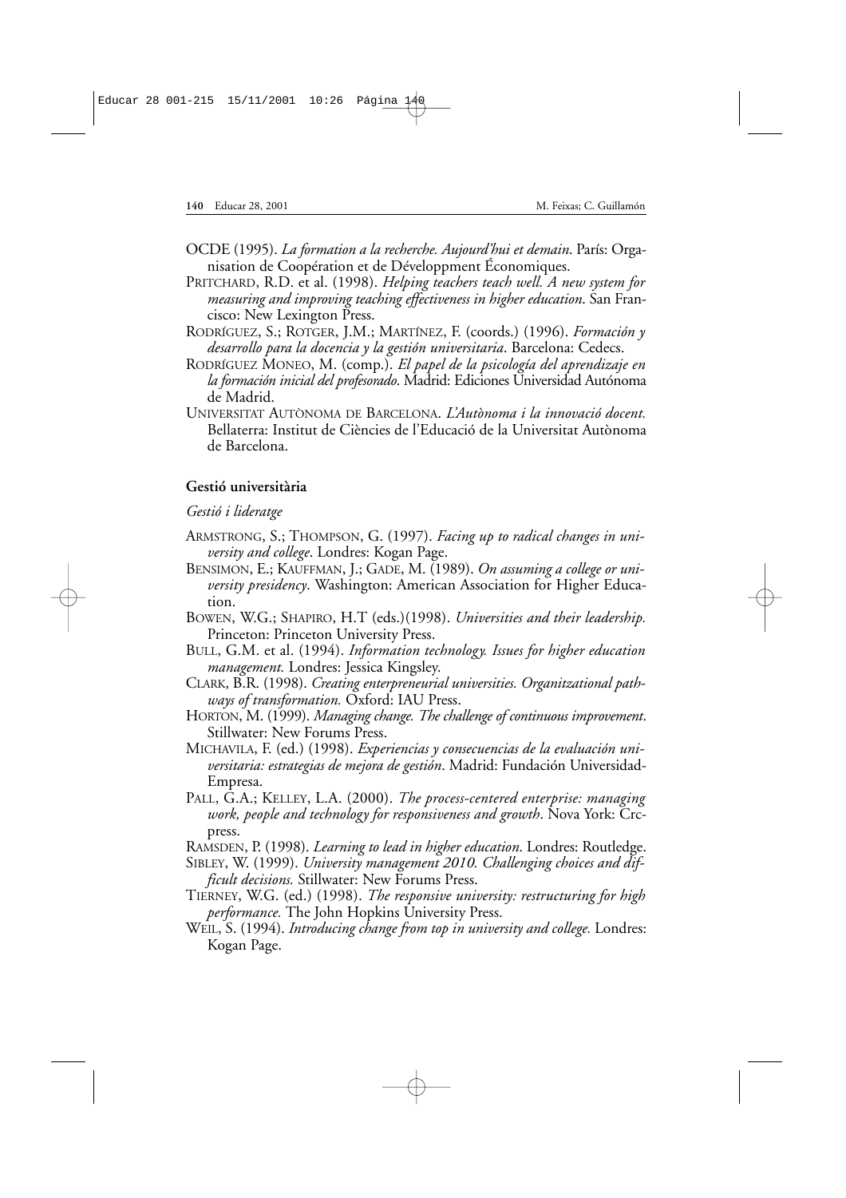OCDE (1995). *La formation a la recherche. Aujourd'hui et demain*. París: Organisation de Coopération et de Développment Économiques.

PRITCHARD, R.D. et al. (1998). *Helping teachers teach well. A new system for measuring and improving teaching effectiveness in higher education*. San Francisco: New Lexington Press.

RODRÍGUEZ, S.; ROTGER, J.M.; MARTÍNEZ, F. (coords.) (1996). *Formación y desarrollo para la docencia y la gestión universitaria*. Barcelona: Cedecs.

RODRÍGUEZ MONEO, M. (comp.). *El papel de la psicología del aprendizaje en la formación inicial del profesorado*. Madrid: Ediciones Universidad Autónoma de Madrid.

UNIVERSITAT AUTÒNOMA DE BARCELONA. *L'Autònoma i la innovació docent.* Bellaterra: Institut de Ciències de l'Educació de la Universitat Autònoma de Barcelona.

**Gestió universitària**

*Gestió i lideratge*

ARMSTRONG, S.; THOMPSON, G. (1997). *Facing up to radical changes in university and college*. Londres: Kogan Page.

BENSIMON, E.; KAUFFMAN, J.; GADE, M. (1989). *On assuming a college or university presidency*. Washington: American Association for Higher Education.

BOWEN, W.G.; SHAPIRO, H.T (eds.)(1998). *Universities and their leadership.* Princeton: Princeton University Press.

BULL, G.M. et al. (1994). *Information technology. Issues for higher education management.* Londres: Jessica Kingsley.

CLARK, B.R. (1998). *Creating enterpreneurial universities. Organitzational pathways of transformation.* Oxford: IAU Press.

HORTON, M. (1999). *Managing change. The challenge of continuous improvement*. Stillwater: New Forums Press.

MICHAVILA, F. (ed.) (1998). *Experiencias y consecuencias de la evaluación universitaria: estrategias de mejora de gestión*. Madrid: Fundación Universidad-Empresa.

PALL, G.A.; KELLEY, L.A. (2000). *The process-centered enterprise: managing work, people and technology for responsiveness and growth*. Nova York: Crcpress.

RAMSDEN, P. (1998). *Learning to lead in higher education*. Londres: Routledge.

SIBLEY, W. (1999). *University management 2010. Challenging choices and difficult decisions.* Stillwater: New Forums Press.

TIERNEY, W.G. (ed.) (1998). *The responsive university: restructuring for high performance.* The John Hopkins University Press.

WEIL, S. (1994). *Introducing change from top in university and college.* Londres: Kogan Page.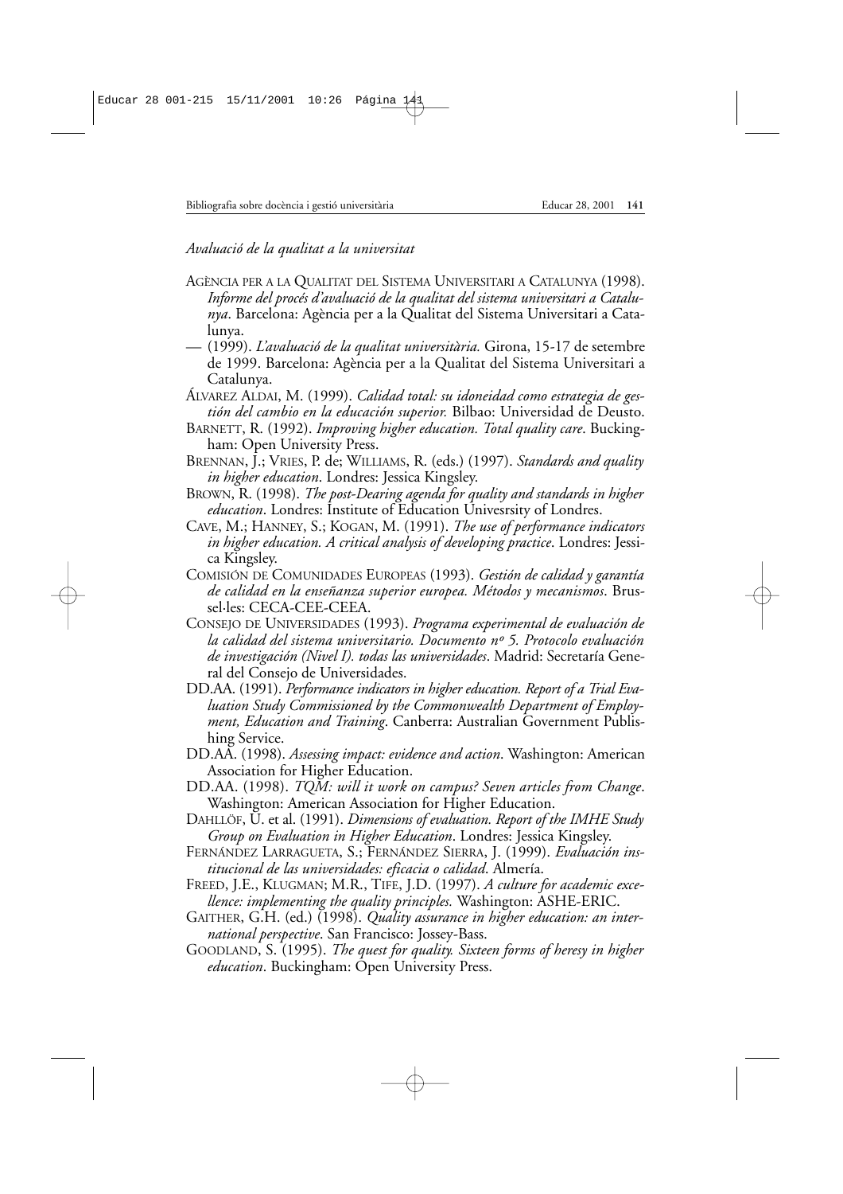*Avaluació de la qualitat a la universitat*

AGÈNCIA PER A LA QUALITAT DEL SISTEMA UNIVERSITARI A CATALUNYA (1998). *Informe del procés d'avaluació de la qualitat del sistema universitari a Catalunya*. Barcelona: Agència per a la Qualitat del Sistema Universitari a Catalunya.

— (1999). *L'avaluació de la qualitat universitària.* Girona, 15-17 de setembre de 1999. Barcelona: Agència per a la Qualitat del Sistema Universitari a Catalunya.

ÁLVAREZ ALDAI, M. (1999). *Calidad total: su idoneidad como estrategia de gestión del cambio en la educación superior.* Bilbao: Universidad de Deusto.

BARNETT, R. (1992). *Improving higher education. Total quality care*. Buckingham: Open University Press.

BRENNAN, J.; VRIES, P. de; WILLIAMS, R. (eds.) (1997). *Standards and quality in higher education*. Londres: Jessica Kingsley.

BROWN, R. (1998). *The post-Dearing agenda for quality and standards in higher education*. Londres: Institute of Education Univesrsity of Londres.

CAVE, M.; HANNEY, S.; KOGAN, M. (1991). *The use of performance indicators in higher education. A critical analysis of developing practice*. Londres: Jessica Kingsley.

COMISIÓN DE COMUNIDADES EUROPEAS (1993). *Gestión de calidad y garantía de calidad en la enseñanza superior europea. Métodos y mecanismos*. Brussel·les: CECA-CEE-CEEA.

CONSEJO DE UNIVERSIDADES (1993). *Programa experimental de evaluación de la calidad del sistema universitario. Documento nº 5. Protocolo evaluación de investigación (Nivel I). todas las universidades*. Madrid: Secretaría General del Consejo de Universidades.

DD.AA. (1991). *Performance indicators in higher education. Report of a Trial Evaluation Study Commissioned by the Commonwealth Department of Employment, Education and Training*. Canberra: Australian Government Publishing Service.

DD.AA. (1998). *Assessing impact: evidence and action*. Washington: American Association for Higher Education.

DD.AA. (1998). *TQM: will it work on campus? Seven articles from Change*. Washington: American Association for Higher Education.

DAHLLÖF, U. et al. (1991). *Dimensions of evaluation. Report of the IMHE Study Group on Evaluation in Higher Education*. Londres: Jessica Kingsley.

FERNÁNDEZ LARRAGUETA, S.; FERNÁNDEZ SIERRA, J. (1999). *Evaluación institucional de las universidades: eficacia o calidad*. Almería.

FREED, J.E., KLUGMAN; M.R., TIFE, J.D. (1997). *A culture for academic excellence: implementing the quality principles.* Washington: ASHE-ERIC.

GAITHER, G.H. (ed.) (1998). *Quality assurance in higher education: an international perspective*. San Francisco: Jossey-Bass.

GOODLAND, S. (1995). *The quest for quality. Sixteen forms of heresy in higher education*. Buckingham: Open University Press.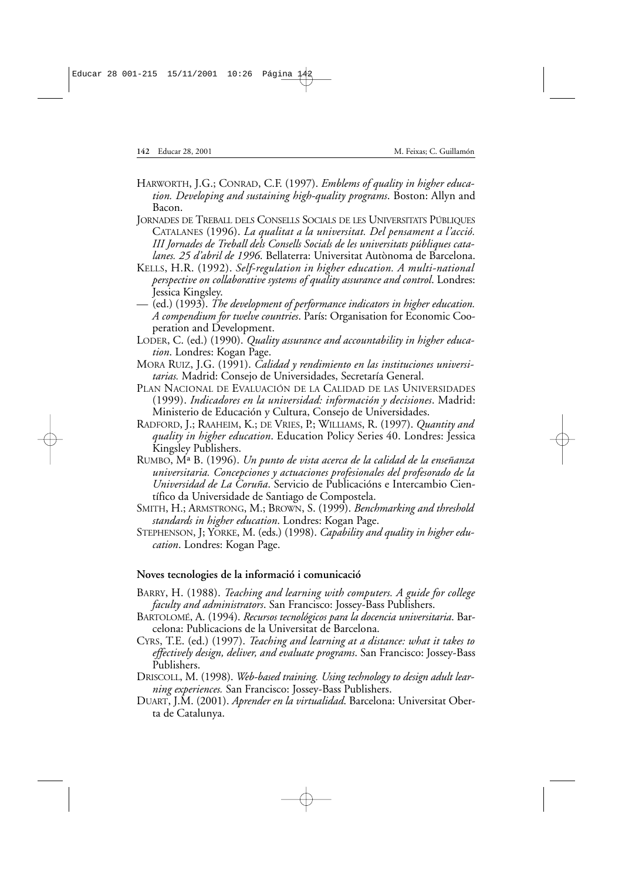HARWORTH, J.G.; CONRAD, C.F. (1997). *Emblems of quality in higher education. Developing and sustaining high-quality programs*. Boston: Allyn and Bacon.

JORNADES DE TREBALL DELS CONSELLS SOCIALS DE LES UNIVERSITATS PÚBLIQUES CATALANES (1996). *La qualitat a la universitat. Del pensament a l'acció. III Jornades de Treball dels Consells Socials de les universitats públiques catalanes. 25 d'abril de 1996*. Bellaterra: Universitat Autònoma de Barcelona.

KELLS, H.R. (1992). *Self-regulation in higher education. A multi-national perspective on collaborative systems of quality assurance and control*. Londres: Jessica Kingsley.

— (ed.) (1993). *The development of performance indicators in higher education. A compendium for twelve countries*. París: Organisation for Economic Cooperation and Development.

LODER, C. (ed.) (1990). *Quality assurance and accountability in higher education*. Londres: Kogan Page.

MORA RUIZ, J.G. (1991). *Calidad y rendimiento en las instituciones universitarias.* Madrid: Consejo de Universidades, Secretaría General.

PLAN NACIONAL DE EVALUACIÓN DE LA CALIDAD DE LAS UNIVERSIDADES (1999). *Indicadores en la universidad: información y decisiones*. Madrid: Ministerio de Educación y Cultura, Consejo de Universidades.

RADFORD, J.; RAAHEIM, K.; DE VRIES, P.; WILLIAMS, R. (1997). *Quantity and quality in higher education*. Education Policy Series 40. Londres: Jessica Kingsley Publishers.

RUMBO, Mª B. (1996). *Un punto de vista acerca de la calidad de la enseñanza universitaria. Concepciones y actuaciones profesionales del profesorado de la Universidad de La Coruña*. Servicio de Publicacións e Intercambio Científico da Universidade de Santiago de Compostela.

SMITH, H.; ARMSTRONG, M.; BROWN, S. (1999). *Benchmarking and threshold standards in higher education*. Londres: Kogan Page.

STEPHENSON, J; YORKE, M. (eds.) (1998). *Capability and quality in higher education*. Londres: Kogan Page.

**Noves tecnologies de la informació i comunicació**

BARRY, H. (1988). *Teaching and learning with computers. A guide for college faculty and administrators*. San Francisco: Jossey-Bass Publishers.

BARTOLOMÉ, A. (1994). *Recursos tecnológicos para la docencia universitaria*. Barcelona: Publicacions de la Universitat de Barcelona.

CYRS, T.E. (ed.) (1997). *Teaching and learning at a distance: what it takes to effectively design, deliver, and evaluate programs*. San Francisco: Jossey-Bass Publishers.

DRISCOLL, M. (1998). *Web-based training. Using technology to design adult learning experiences.* San Francisco: Jossey-Bass Publishers.

DUART, J.M. (2001). *Aprender en la virtualidad*. Barcelona: Universitat Oberta de Catalunya.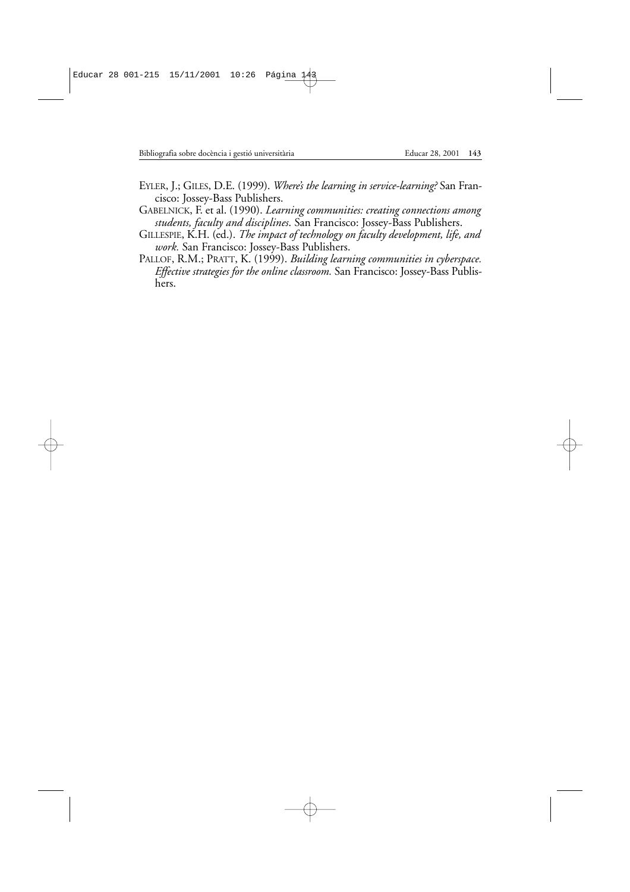EYLER, J.; GILES, D.E. (1999). *Where's the learning in service-learning?* San Francisco: Jossey-Bass Publishers.

GABELNICK, F. et al. (1990). *Learning communities: creating connections among students, faculty and disciplines*. San Francisco: Jossey-Bass Publishers.

GILLESPIE, K.H. (ed.). *The impact of technology on faculty development, life, and work.* San Francisco: Jossey-Bass Publishers.

PALLOF, R.M.; PRATT, K. (1999). *Building learning communities in cyberspace. Effective strategies for the online classroom.* San Francisco: Jossey-Bass Publishers.